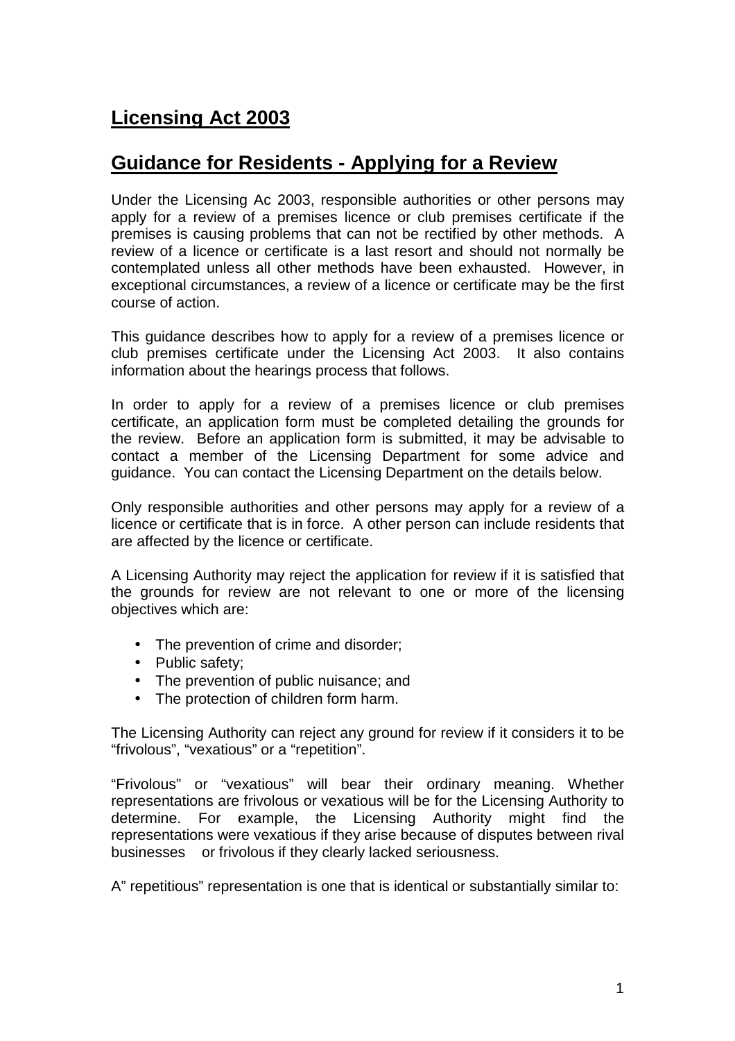# Licensing Act 2003

## Guidance for Residents - Applying for a Review

Under the Licensing Ac 2003, responsible authorities or other persons may apply for a review of a premises licence or club premises certificate if the premises is causing problems that can not be rectified by other methods. A review of a licence or certificate is a last resort and should not normally be contemplated unless all other methods have been exhausted. However, in exceptional circumstances, a review of a licence or certificate may be the first course of action.

This guidance describes how to apply for a review of a premises licence or club premises certificate under the Licensing Act 2003. It also contains information about the hearings process that follows.

In order to apply for a review of a premises licence or club premises certificate, an application form must be completed detailing the grounds for the review. Before an application form is submitted, it may be advisable to contact a member of the Licensing Department for some advice and guidance. You can contact the Licensing Department on the details below.

Only responsible authorities and other persons may apply for a review of a licence or certificate that is in force. A other person can include residents that are affected by the licence or certificate.

A Licensing Authority may reject the application for review if it is satisfied that the grounds for review are not relevant to one or more of the licensing objectives which are:

- The prevention of crime and disorder;
- Public safety;
- The prevention of public nuisance; and
- The protection of children form harm.

The Licensing Authority can reject any ground for review if it considers it to be "frivolous", "vexatious" or a "repetition".

"Frivolous" or "vexatious" will bear their ordinary meaning. Whether representations are frivolous or vexatious will be for the Licensing Authority to determine. For example, the Licensing Authority might find the representations were vexatious if they arise because of disputes between rival businesses or frivolous if they clearly lacked seriousness.

A" repetitious" representation is one that is identical or substantially similar to: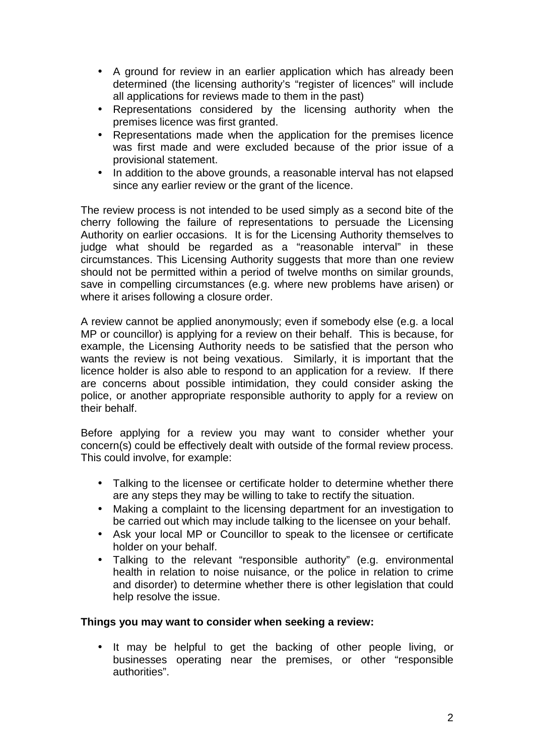- A ground for review in an earlier application which has already been determined (the licensing authority's "register of licences" will include all applications for reviews made to them in the past)
- Representations considered by the licensing authority when the premises licence was first granted.
- Representations made when the application for the premises licence was first made and were excluded because of the prior issue of a provisional statement.
- In addition to the above grounds, a reasonable interval has not elapsed since any earlier review or the grant of the licence.

The review process is not intended to be used simply as a second bite of the cherry following the failure of representations to persuade the Licensing Authority on earlier occasions. It is for the Licensing Authority themselves to judge what should be regarded as a "reasonable interval" in these circumstances. This Licensing Authority suggests that more than one review should not be permitted within a period of twelve months on similar grounds, save in compelling circumstances (e.g. where new problems have arisen) or where it arises following a closure order.

A review cannot be applied anonymously; even if somebody else (e.g. a local MP or councillor) is applying for a review on their behalf. This is because, for example, the Licensing Authority needs to be satisfied that the person who wants the review is not being vexatious. Similarly, it is important that the licence holder is also able to respond to an application for a review. If there are concerns about possible intimidation, they could consider asking the police, or another appropriate responsible authority to apply for a review on their behalf.

Before applying for a review you may want to consider whether your concern(s) could be effectively dealt with outside of the formal review process. This could involve, for example:

- Talking to the licensee or certificate holder to determine whether there are any steps they may be willing to take to rectify the situation.
- Making a complaint to the licensing department for an investigation to be carried out which may include talking to the licensee on your behalf.
- Ask your local MP or Councillor to speak to the licensee or certificate holder on your behalf.
- Talking to the relevant "responsible authority" (e.g. environmental health in relation to noise nuisance, or the police in relation to crime and disorder) to determine whether there is other legislation that could help resolve the issue.

**Things you may want to consider when seeking a review:**

- It may be helpful to get the backing of other people living, or businesses operating near the premises, or other "responsible authorities".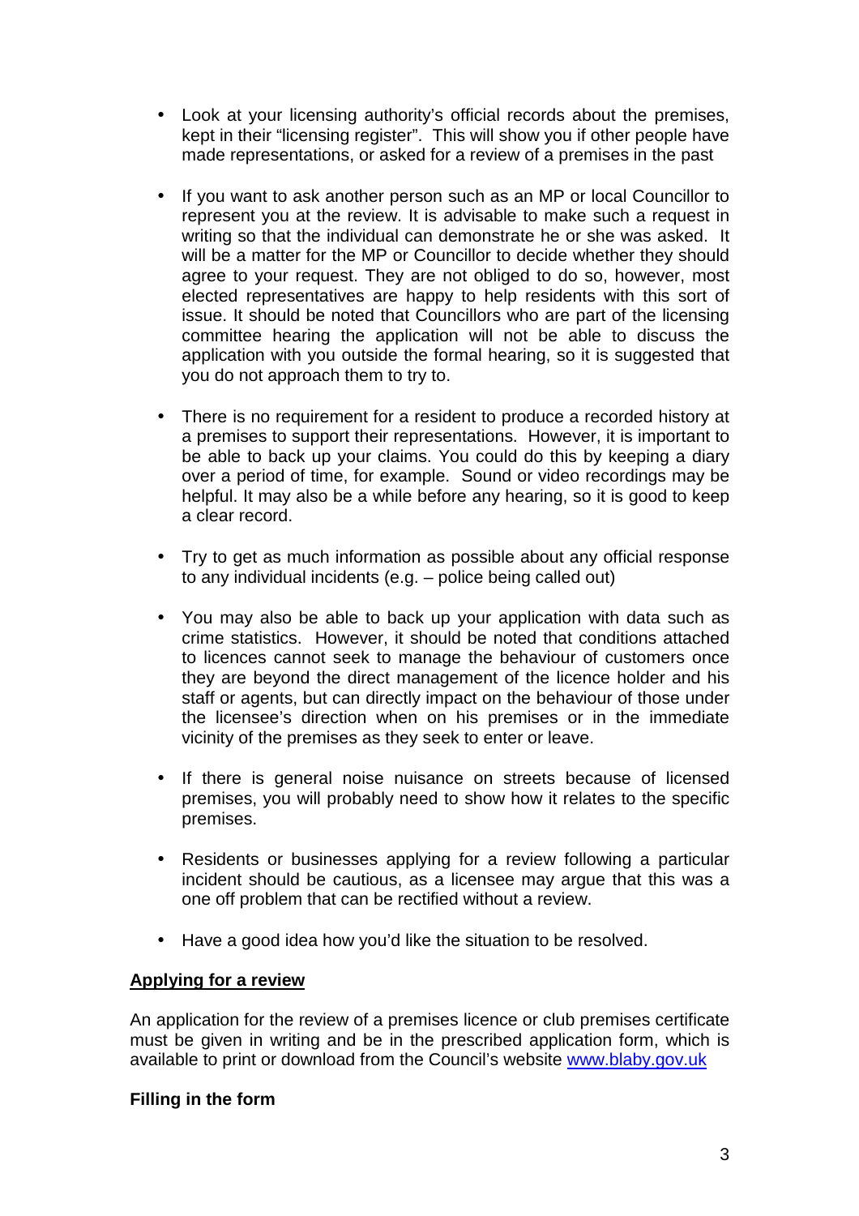- Look at your licensing authority's official records about the premises, kept in their "licensing register". This will show you if other people have made representations, or asked for a review of a premises in the past

- If you want to ask another person such as an MP or local Councillor to represent you at the review. It is advisable to make such a request in writing so that the individual can demonstrate he or she was asked. It will be a matter for the MP or Councillor to decide whether they should agree to your request. They are not obliged to do so, however, most elected representatives are happy to help residents with this sort of issue. It should be noted that Councillors who are part of the licensing committee hearing the application will not be able to discuss the application with you outside the formal hearing, so it is suggested that you do not approach them to try to.

- There is no requirement for a resident to produce a recorded history at a premises to support their representations. However, it is important to be able to back up your claims. You could do this by keeping a diary over a period of time, for example. Sound or video recordings may be helpful. It may also be a while before any hearing, so it is good to keep a clear record.

- Try to get as much information as possible about any official response to any individual incidents (e.g. – police being called out)

- You may also be able to back up your application with data such as crime statistics. However, it should be noted that conditions attached to licences cannot seek to manage the behaviour of customers once they are beyond the direct management of the licence holder and his staff or agents, but can directly impact on the behaviour of those under the licensee's direction when on his premises or in the immediate vicinity of the premises as they seek to enter or leave.

- If there is general noise nuisance on streets because of licensed premises, you will probably need to show how it relates to the specific premises.

- Residents or businesses applying for a review following a particular incident should be cautious, as a licensee may argue that this was a one off problem that can be rectified without a review.

- Have a good idea how you'd like the situation to be resolved.

## Applying for a review

An application for the review of a premises licence or club premises certificate must be given in writing and be in the prescribed application form, which is available to print or download from the Council's website [www.blaby.gov.uk](http://www.blaby.gov.uk)

### Filling in the form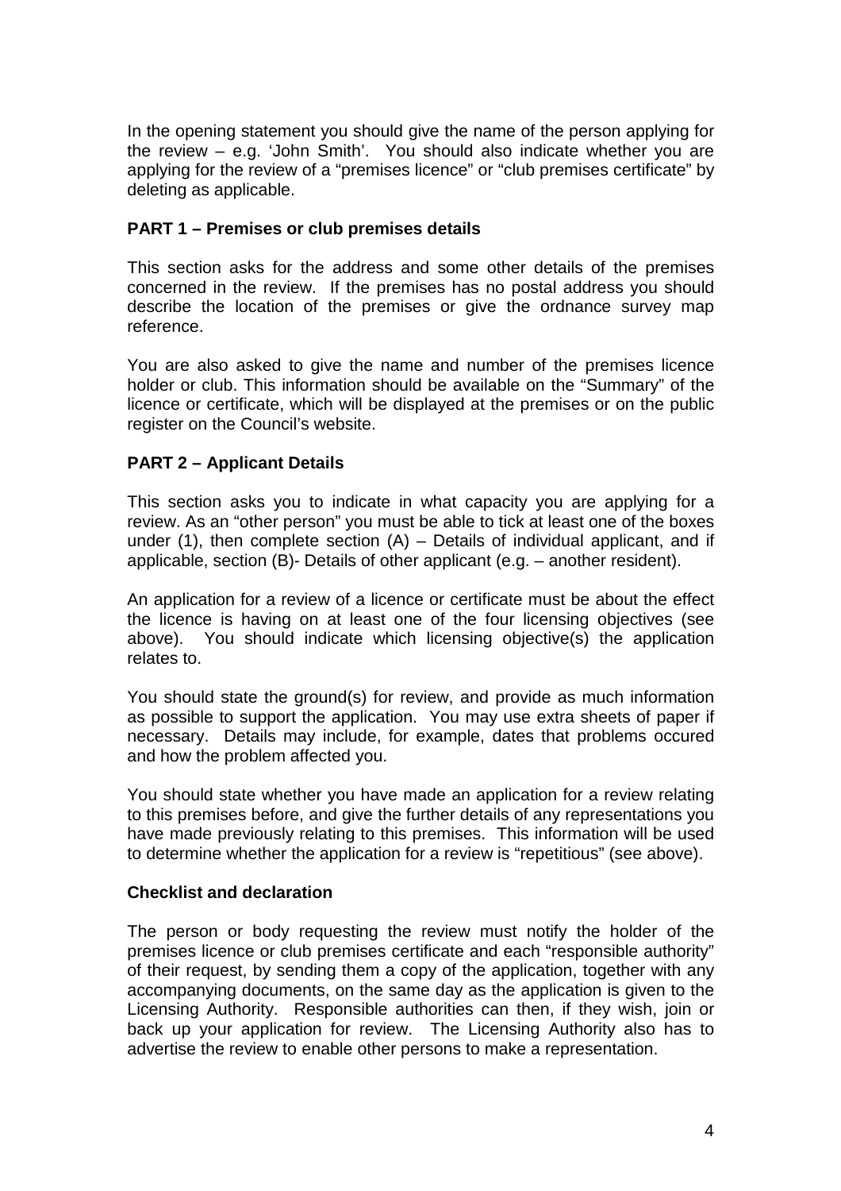In the opening statement you should give the name of the person applying for the review – e.g. 'John Smith'. You should also indicate whether you are applying for the review of a "premises licence" or "club premises certificate" by deleting as applicable.

**PART 1 – Premises or club premises details**

This section asks for the address and some other details of the premises concerned in the review. If the premises has no postal address you should describe the location of the premises or give the ordnance survey map reference.

You are also asked to give the name and number of the premises licence holder or club. This information should be available on the "Summary" of the licence or certificate, which will be displayed at the premises or on the public register on the Council's website.

**PART 2 – Applicant Details**

This section asks you to indicate in what capacity you are applying for a review. As an "other person" you must be able to tick at least one of the boxes under (1), then complete section (A) – Details of individual applicant, and if applicable, section (B)- Details of other applicant (e.g. – another resident).

An application for a review of a licence or certificate must be about the effect the licence is having on at least one of the four licensing objectives (see above). You should indicate which licensing objective(s) the application relates to.

You should state the ground(s) for review, and provide as much information as possible to support the application. You may use extra sheets of paper if necessary. Details may include, for example, dates that problems occured and how the problem affected you.

You should state whether you have made an application for a review relating to this premises before, and give the further details of any representations you have made previously relating to this premises. This information will be used to determine whether the application for a review is "repetitious" (see above).

**Checklist and declaration**

The person or body requesting the review must notify the holder of the premises licence or club premises certificate and each "responsible authority" of their request, by sending them a copy of the application, together with any accompanying documents, on the same day as the application is given to the Licensing Authority. Responsible authorities can then, if they wish, join or back up your application for review. The Licensing Authority also has to advertise the review to enable other persons to make a representation.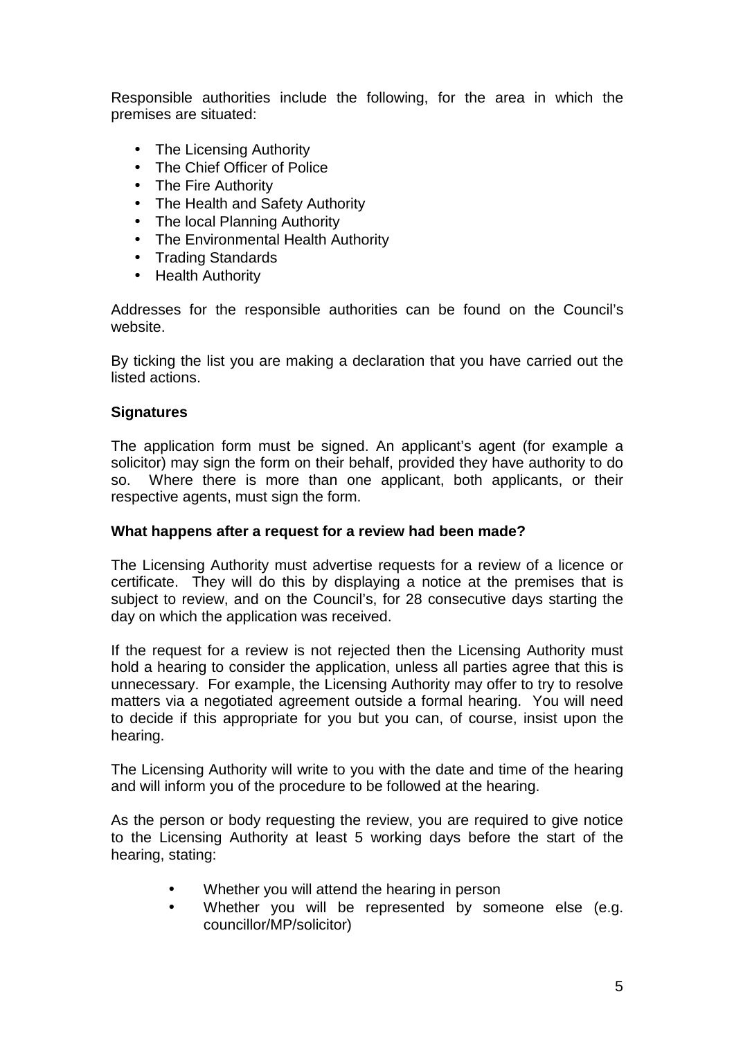Responsible authorities include the following, for the area in which the premises are situated:

- The Licensing Authority
- The Chief Officer of Police
- The Fire Authority
- The Health and Safety Authority
- The local Planning Authority
- The Environmental Health Authority
- Trading Standards
- Health Authority

Addresses for the responsible authorities can be found on the Council's website.

By ticking the list you are making a declaration that you have carried out the listed actions.

**Signatures**

The application form must be signed. An applicant's agent (for example a solicitor) may sign the form on their behalf, provided they have authority to do so. Where there is more than one applicant, both applicants, or their respective agents, must sign the form.

**What happens after a request for a review had been made?**

The Licensing Authority must advertise requests for a review of a licence or certificate. They will do this by displaying a notice at the premises that is subject to review, and on the Council's, for 28 consecutive days starting the day on which the application was received.

If the request for a review is not rejected then the Licensing Authority must hold a hearing to consider the application, unless all parties agree that this is unnecessary. For example, the Licensing Authority may offer to try to resolve matters via a negotiated agreement outside a formal hearing. You will need to decide if this appropriate for you but you can, of course, insist upon the hearing.

The Licensing Authority will write to you with the date and time of the hearing and will inform you of the procedure to be followed at the hearing.

As the person or body requesting the review, you are required to give notice to the Licensing Authority at least 5 working days before the start of the hearing, stating:

- Whether you will attend the hearing in person
- Whether you will be represented by someone else (e.g. councillor/MP/solicitor)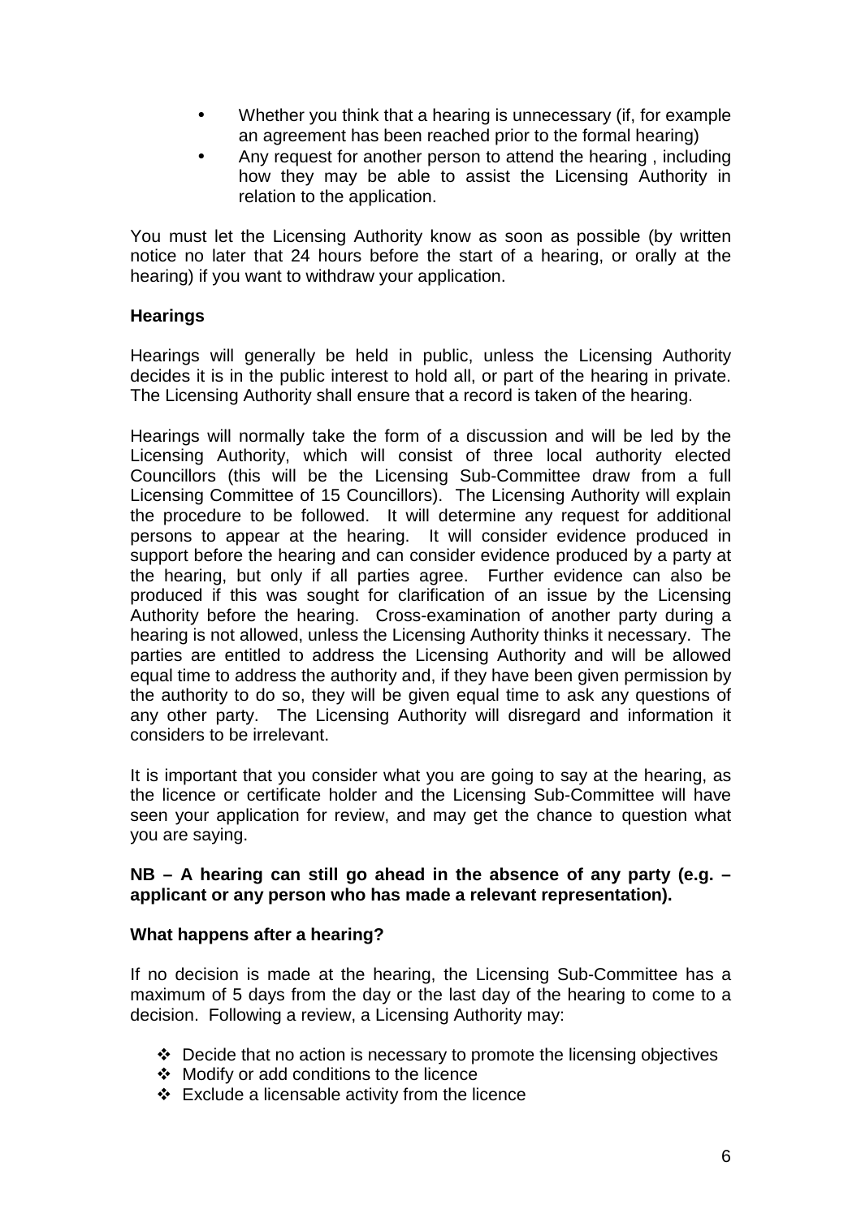- Whether you think that a hearing is unnecessary (if, for example an agreement has been reached prior to the formal hearing)
- Any request for another person to attend the hearing , including how they may be able to assist the Licensing Authority in relation to the application.

You must let the Licensing Authority know as soon as possible (by written notice no later that 24 hours before the start of a hearing, or orally at the hearing) if you want to withdraw your application.

**Hearings**

Hearings will generally be held in public, unless the Licensing Authority decides it is in the public interest to hold all, or part of the hearing in private. The Licensing Authority shall ensure that a record is taken of the hearing.

Hearings will normally take the form of a discussion and will be led by the Licensing Authority, which will consist of three local authority elected Councillors (this will be the Licensing Sub-Committee draw from a full Licensing Committee of 15 Councillors). The Licensing Authority will explain the procedure to be followed. It will determine any request for additional persons to appear at the hearing. It will consider evidence produced in support before the hearing and can consider evidence produced by a party at the hearing, but only if all parties agree. Further evidence can also be produced if this was sought for clarification of an issue by the Licensing Authority before the hearing. Cross-examination of another party during a hearing is not allowed, unless the Licensing Authority thinks it necessary. The parties are entitled to address the Licensing Authority and will be allowed equal time to address the authority and, if they have been given permission by the authority to do so, they will be given equal time to ask any questions of any other party. The Licensing Authority will disregard and information it considers to be irrelevant.

It is important that you consider what you are going to say at the hearing, as the licence or certificate holder and the Licensing Sub-Committee will have seen your application for review, and may get the chance to question what you are saying.

**NB – A hearing can still go ahead in the absence of any party (e.g. – applicant or any person who has made a relevant representation).**

**What happens after a hearing?**

If no decision is made at the hearing, the Licensing Sub-Committee has a maximum of 5 days from the day or the last day of the hearing to come to a decision. Following a review, a Licensing Authority may:

- Decide that no action is necessary to promote the licensing objectives
- Modify or add conditions to the licence
- Exclude a licensable activity from the licence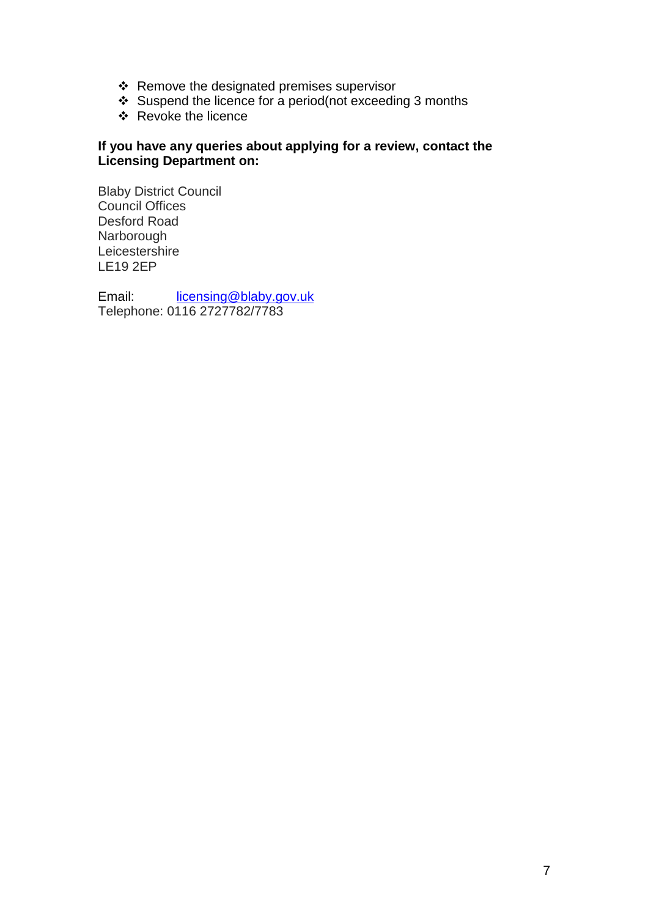- Remove the designated premises supervisor
- Suspend the licence for a period(not exceeding 3 months
- Revoke the licence

**If you have any queries about applying for a review, contact the Licensing Department on:**

Blaby District Council
Council Offices
Desford Road
Narborough
Leicestershire
LE19 2EP

Email: licensing@blaby.gov.uk
Telephone: 0116 2727782/7783